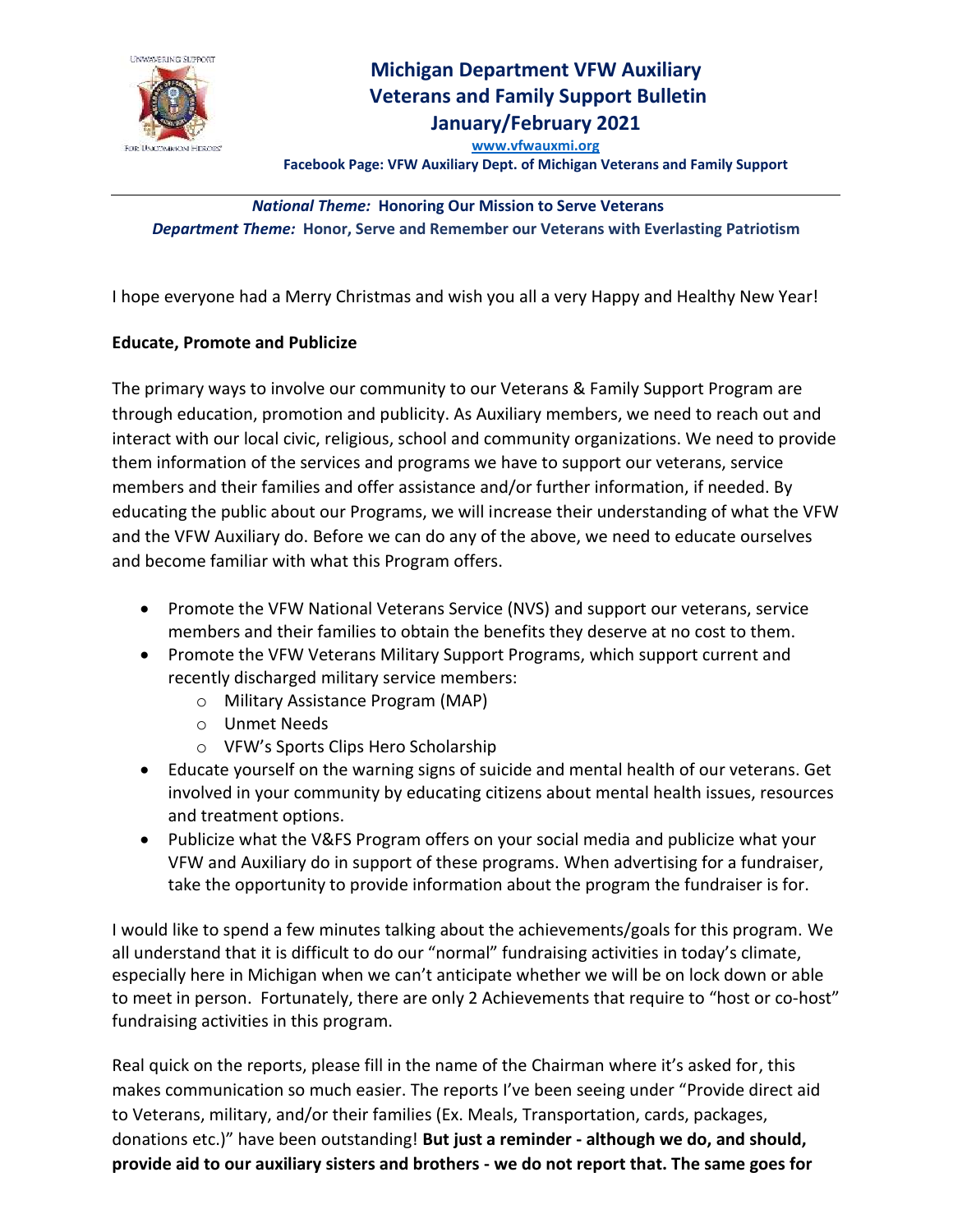# Michigan Department VFW Auxiliary
## Veterans and Family Support Bulletin
## January/February 2021

**www.vfwauxmi.org**

**Facebook Page: VFW Auxiliary Dept. of Michigan Veterans and Family Support**

***National Theme:*** **Honoring Our Mission to Serve Veterans**
***Department Theme:*** **Honor, Serve and Remember our Veterans with Everlasting Patriotism**

I hope everyone had a Merry Christmas and wish you all a very Happy and Healthy New Year!

**Educate, Promote and Publicize**

The primary ways to involve our community to our Veterans & Family Support Program are through education, promotion and publicity. As Auxiliary members, we need to reach out and interact with our local civic, religious, school and community organizations. We need to provide them information of the services and programs we have to support our veterans, service members and their families and offer assistance and/or further information, if needed. By educating the public about our Programs, we will increase their understanding of what the VFW and the VFW Auxiliary do. Before we can do any of the above, we need to educate ourselves and become familiar with what this Program offers.

- Promote the VFW National Veterans Service (NVS) and support our veterans, service members and their families to obtain the benefits they deserve at no cost to them.
- Promote the VFW Veterans Military Support Programs, which support current and recently discharged military service members:
  - Military Assistance Program (MAP)
  - Unmet Needs
  - VFW's Sports Clips Hero Scholarship
- Educate yourself on the warning signs of suicide and mental health of our veterans. Get involved in your community by educating citizens about mental health issues, resources and treatment options.
- Publicize what the V&FS Program offers on your social media and publicize what your VFW and Auxiliary do in support of these programs. When advertising for a fundraiser, take the opportunity to provide information about the program the fundraiser is for.

I would like to spend a few minutes talking about the achievements/goals for this program. We all understand that it is difficult to do our "normal" fundraising activities in today's climate, especially here in Michigan when we can't anticipate whether we will be on lock down or able to meet in person. Fortunately, there are only 2 Achievements that require to "host or co-host" fundraising activities in this program.

Real quick on the reports, please fill in the name of the Chairman where it's asked for, this makes communication so much easier. The reports I've been seeing under "Provide direct aid to Veterans, military, and/or their families (Ex. Meals, Transportation, cards, packages, donations etc.)" have been outstanding! **But just a reminder - although we do, and should, provide aid to our auxiliary sisters and brothers - we do not report that. The same goes for**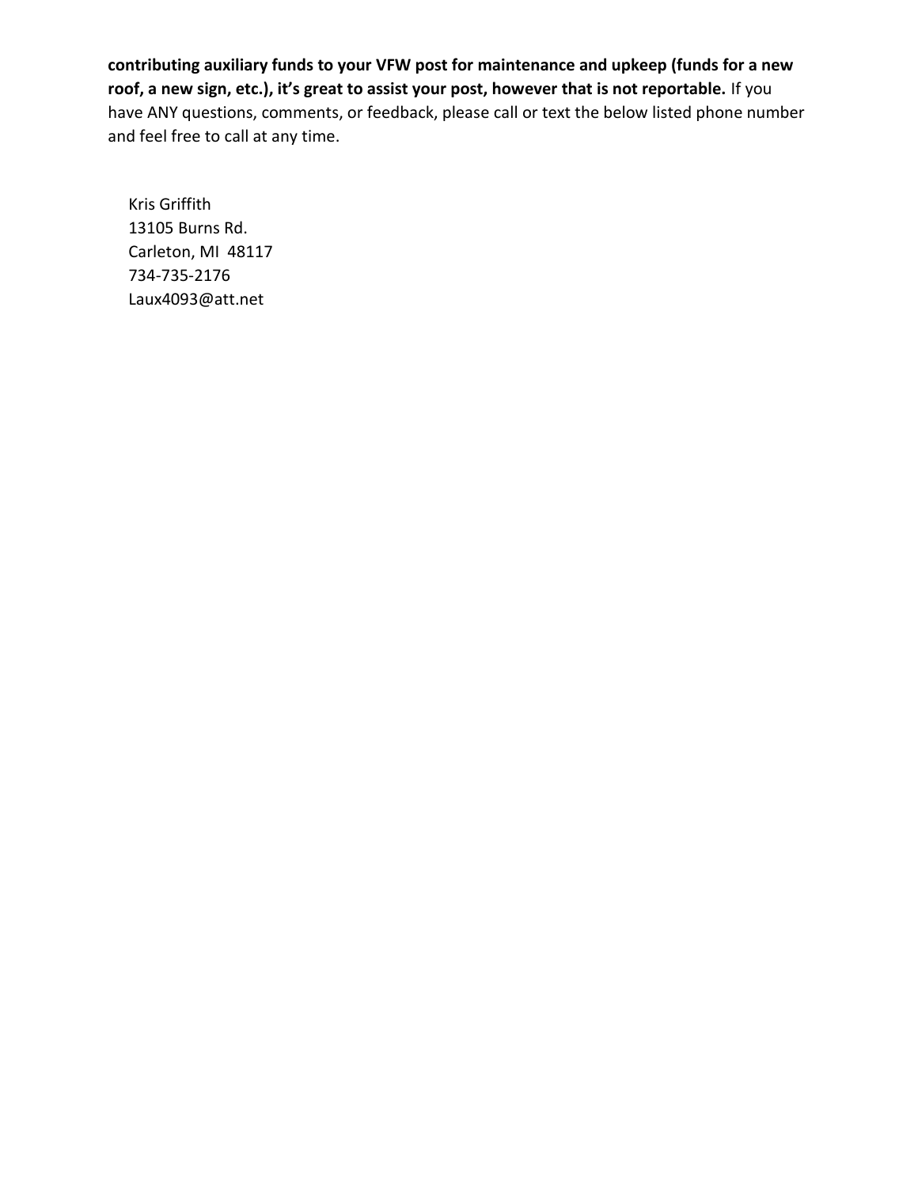**contributing auxiliary funds to your VFW post for maintenance and upkeep (funds for a new roof, a new sign, etc.), it's great to assist your post, however that is not reportable.** If you have ANY questions, comments, or feedback, please call or text the below listed phone number and feel free to call at any time.

Kris Griffith
13105 Burns Rd.
Carleton, MI 48117
734-735-2176
Laux4093@att.net